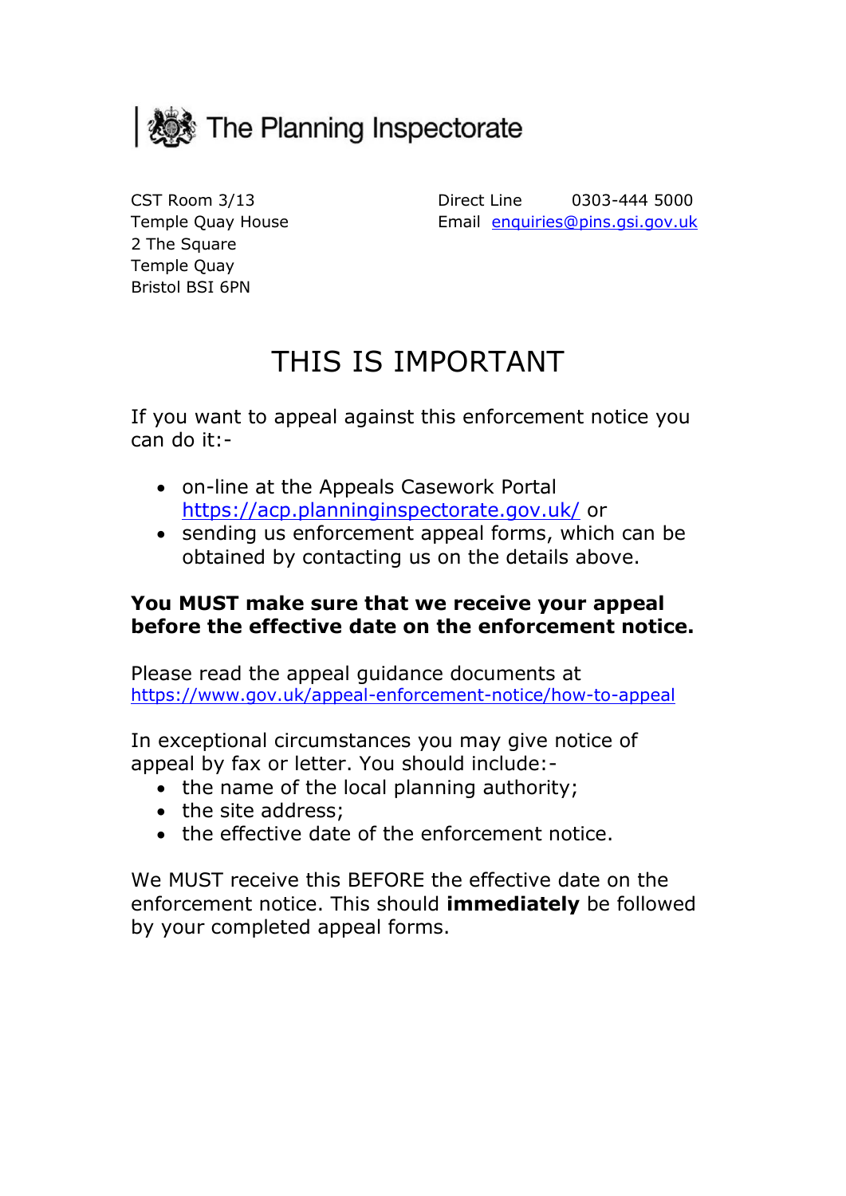The Planning Inspectorate

CST Room 3/13
Temple Quay House
2 The Square
Temple Quay
Bristol BSI 6PN

Direct Line 0303-444 5000
Email enquiries@pins.gsi.gov.uk

# THIS IS IMPORTANT

If you want to appeal against this enforcement notice you can do it:-

- on-line at the Appeals Casework Portal https://acp.planninginspectorate.gov.uk/ or
- sending us enforcement appeal forms, which can be obtained by contacting us on the details above.

**You MUST make sure that we receive your appeal before the effective date on the enforcement notice.**

Please read the appeal guidance documents at https://www.gov.uk/appeal-enforcement-notice/how-to-appeal

In exceptional circumstances you may give notice of appeal by fax or letter. You should include:-

- the name of the local planning authority;
- the site address;
- the effective date of the enforcement notice.

We MUST receive this BEFORE the effective date on the enforcement notice. This should **immediately** be followed by your completed appeal forms.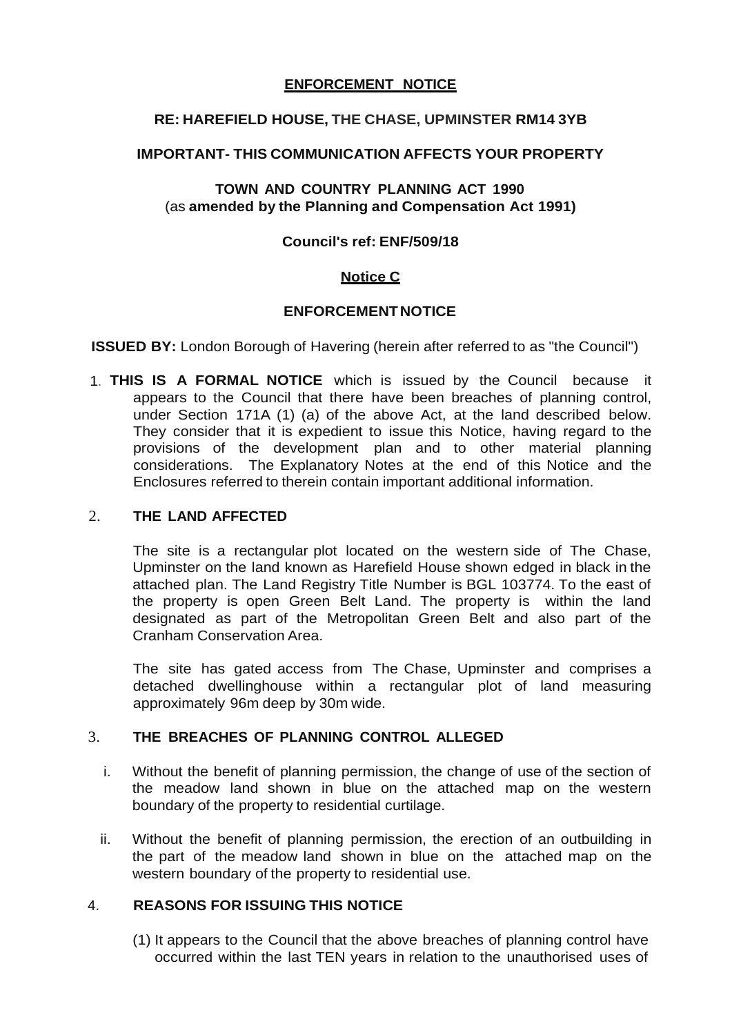**ENFORCEMENT NOTICE**

**RE: HAREFIELD HOUSE, THE CHASE, UPMINSTER RM14 3YB**

**IMPORTANT- THIS COMMUNICATION AFFECTS YOUR PROPERTY**

**TOWN AND COUNTRY PLANNING ACT 1990**
(as **amended by the Planning and Compensation Act 1991)**

**Council's ref: ENF/509/18**

**Notice C**

**ENFORCEMENT NOTICE**

**ISSUED BY:** London Borough of Havering (herein after referred to as "the Council")

1. **THIS IS A FORMAL NOTICE** which is issued by the Council because it appears to the Council that there have been breaches of planning control, under Section 171A (1) (a) of the above Act, at the land described below. They consider that it is expedient to issue this Notice, having regard to the provisions of the development plan and to other material planning considerations. The Explanatory Notes at the end of this Notice and the Enclosures referred to therein contain important additional information.

2. **THE LAND AFFECTED**

   The site is a rectangular plot located on the western side of The Chase, Upminster on the land known as Harefield House shown edged in black in the attached plan. The Land Registry Title Number is BGL 103774. To the east of the property is open Green Belt Land. The property is within the land designated as part of the Metropolitan Green Belt and also part of the Cranham Conservation Area.

   The site has gated access from The Chase, Upminster and comprises a detached dwellinghouse within a rectangular plot of land measuring approximately 96m deep by 30m wide.

3. **THE BREACHES OF PLANNING CONTROL ALLEGED**

   i. Without the benefit of planning permission, the change of use of the section of the meadow land shown in blue on the attached map on the western boundary of the property to residential curtilage.

   ii. Without the benefit of planning permission, the erection of an outbuilding in the part of the meadow land shown in blue on the attached map on the western boundary of the property to residential use.

4. **REASONS FOR ISSUING THIS NOTICE**

   (1) It appears to the Council that the above breaches of planning control have occurred within the last TEN years in relation to the unauthorised uses of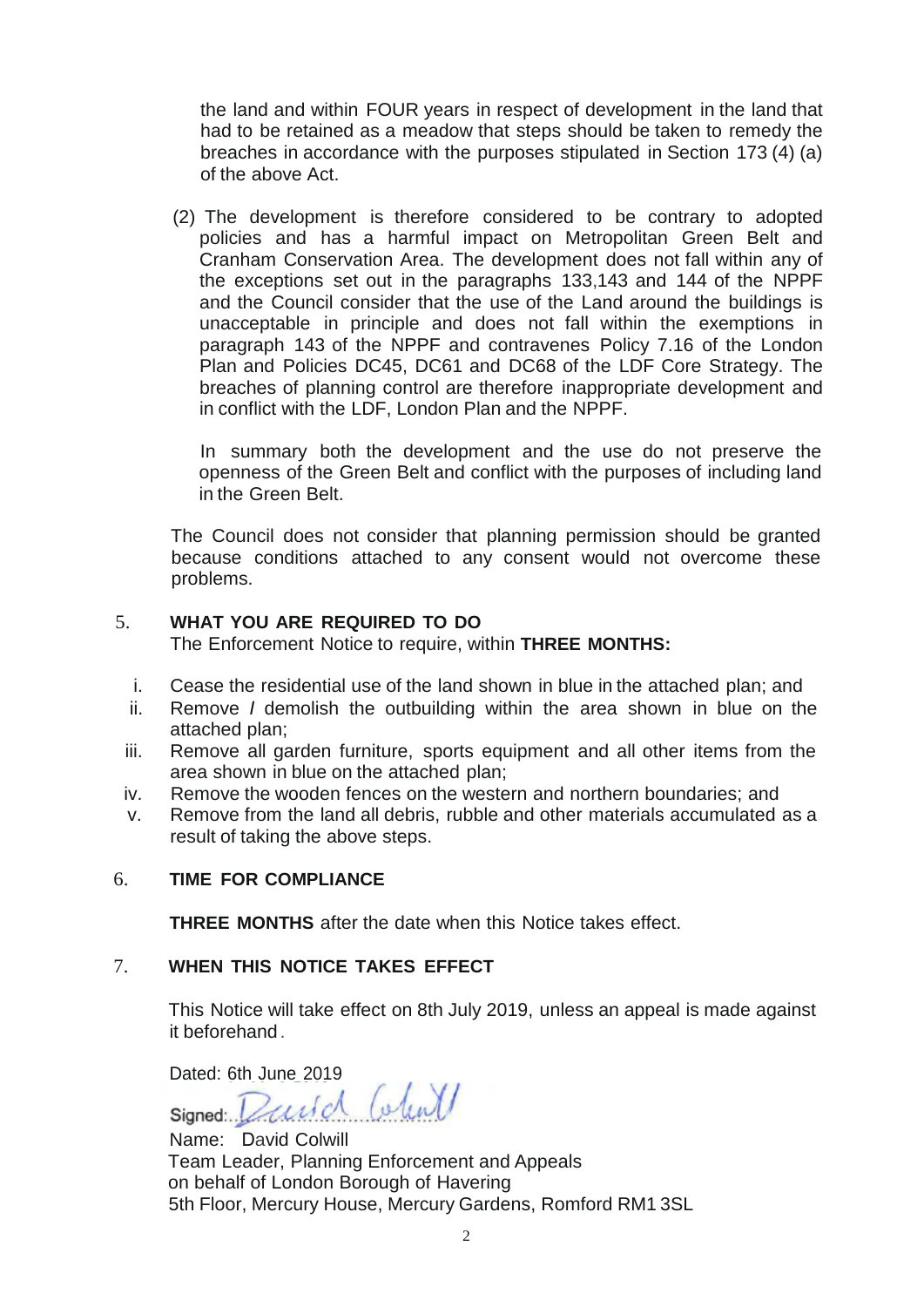the land and within FOUR years in respect of development in the land that had to be retained as a meadow that steps should be taken to remedy the breaches in accordance with the purposes stipulated in Section 173 (4) (a) of the above Act.

(2) The development is therefore considered to be contrary to adopted policies and has a harmful impact on Metropolitan Green Belt and Cranham Conservation Area. The development does not fall within any of the exceptions set out in the paragraphs 133,143 and 144 of the NPPF and the Council consider that the use of the Land around the buildings is unacceptable in principle and does not fall within the exemptions in paragraph 143 of the NPPF and contravenes Policy 7.16 of the London Plan and Policies DC45, DC61 and DC68 of the LDF Core Strategy. The breaches of planning control are therefore inappropriate development and in conflict with the LDF, London Plan and the NPPF.

In summary both the development and the use do not preserve the openness of the Green Belt and conflict with the purposes of including land in the Green Belt.

The Council does not consider that planning permission should be granted because conditions attached to any consent would not overcome these problems.

## 5. WHAT YOU ARE REQUIRED TO DO

The Enforcement Notice to require, within **THREE MONTHS:**

i. Cease the residential use of the land shown in blue in the attached plan; and

ii. Remove / demolish the outbuilding within the area shown in blue on the attached plan;

iii. Remove all garden furniture, sports equipment and all other items from the area shown in blue on the attached plan;

iv. Remove the wooden fences on the western and northern boundaries; and

v. Remove from the land all debris, rubble and other materials accumulated as a result of taking the above steps.

## 6. TIME FOR COMPLIANCE

**THREE MONTHS** after the date when this Notice takes effect.

## 7. WHEN THIS NOTICE TAKES EFFECT

This Notice will take effect on 8th July 2019, unless an appeal is made against it beforehand.

Dated: 6th June 2019

Signed: David Colwill

Name: David Colwill

Team Leader, Planning Enforcement and Appeals

on behalf of London Borough of Havering

5th Floor, Mercury House, Mercury Gardens, Romford RM1 3SL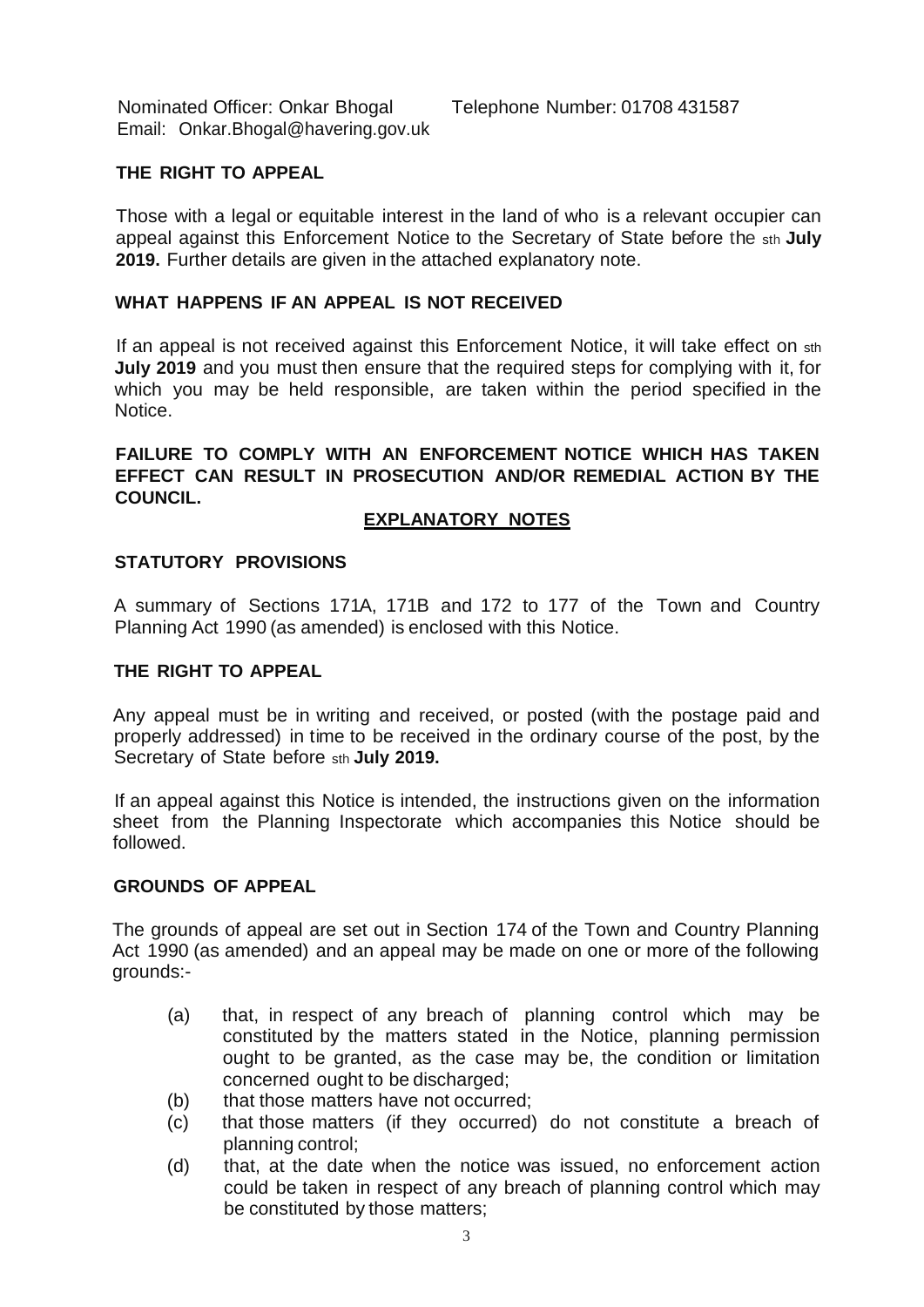Nominated Officer: Onkar Bhogal Telephone Number: 01708 431587
Email: Onkar.Bhogal@havering.gov.uk

**THE RIGHT TO APPEAL**

Those with a legal or equitable interest in the land of who is a relevant occupier can appeal against this Enforcement Notice to the Secretary of State before the sth **July 2019.** Further details are given in the attached explanatory note.

**WHAT HAPPENS IF AN APPEAL IS NOT RECEIVED**

If an appeal is not received against this Enforcement Notice, it will take effect on sth **July 2019** and you must then ensure that the required steps for complying with it, for which you may be held responsible, are taken within the period specified in the Notice.

**FAILURE TO COMPLY WITH AN ENFORCEMENT NOTICE WHICH HAS TAKEN EFFECT CAN RESULT IN PROSECUTION AND/OR REMEDIAL ACTION BY THE COUNCIL.**

## EXPLANATORY NOTES

**STATUTORY PROVISIONS**

A summary of Sections 171A, 171B and 172 to 177 of the Town and Country Planning Act 1990 (as amended) is enclosed with this Notice.

**THE RIGHT TO APPEAL**

Any appeal must be in writing and received, or posted (with the postage paid and properly addressed) in time to be received in the ordinary course of the post, by the Secretary of State before sth **July 2019.**

If an appeal against this Notice is intended, the instructions given on the information sheet from the Planning Inspectorate which accompanies this Notice should be followed.

**GROUNDS OF APPEAL**

The grounds of appeal are set out in Section 174 of the Town and Country Planning Act 1990 (as amended) and an appeal may be made on one or more of the following grounds:-

- (a) that, in respect of any breach of planning control which may be constituted by the matters stated in the Notice, planning permission ought to be granted, as the case may be, the condition or limitation concerned ought to be discharged;
- (b) that those matters have not occurred;
- (c) that those matters (if they occurred) do not constitute a breach of planning control;
- (d) that, at the date when the notice was issued, no enforcement action could be taken in respect of any breach of planning control which may be constituted by those matters;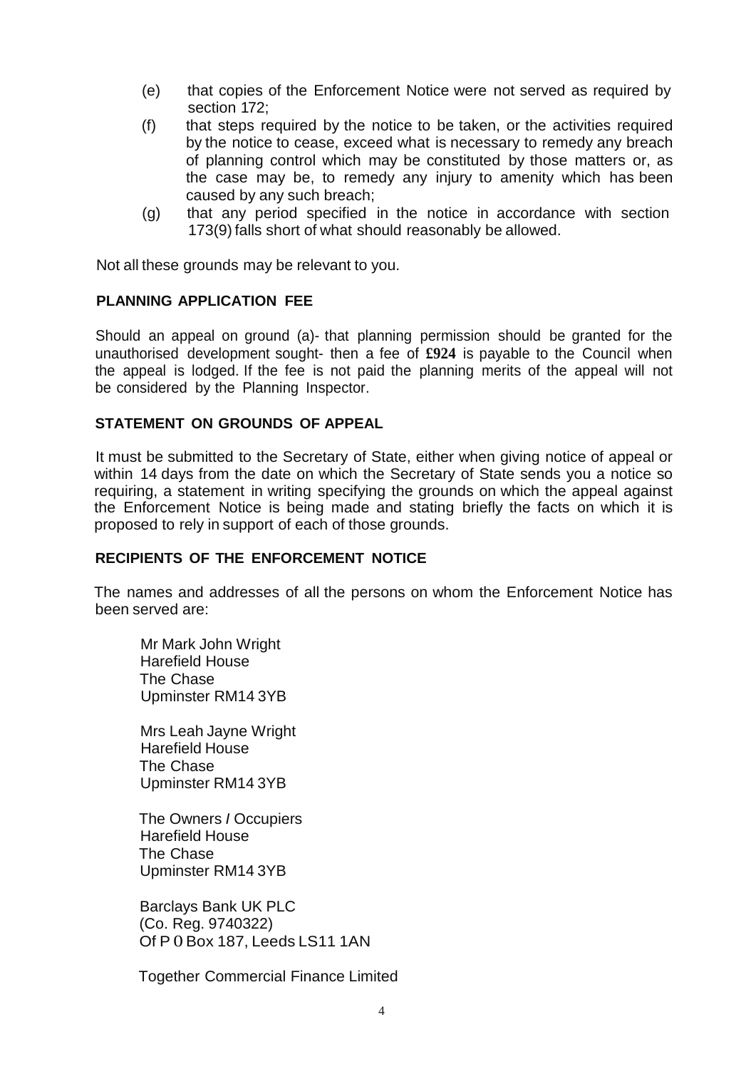(e) that copies of the Enforcement Notice were not served as required by section 172;

(f) that steps required by the notice to be taken, or the activities required by the notice to cease, exceed what is necessary to remedy any breach of planning control which may be constituted by those matters or, as the case may be, to remedy any injury to amenity which has been caused by any such breach;

(g) that any period specified in the notice in accordance with section 173(9) falls short of what should reasonably be allowed.

Not all these grounds may be relevant to you.

**PLANNING APPLICATION FEE**

Should an appeal on ground (a)- that planning permission should be granted for the unauthorised development sought- then a fee of **£924** is payable to the Council when the appeal is lodged. If the fee is not paid the planning merits of the appeal will not be considered by the Planning Inspector.

**STATEMENT ON GROUNDS OF APPEAL**

It must be submitted to the Secretary of State, either when giving notice of appeal or within 14 days from the date on which the Secretary of State sends you a notice so requiring, a statement in writing specifying the grounds on which the appeal against the Enforcement Notice is being made and stating briefly the facts on which it is proposed to rely in support of each of those grounds.

**RECIPIENTS OF THE ENFORCEMENT NOTICE**

The names and addresses of all the persons on whom the Enforcement Notice has been served are:

Mr Mark John Wright
Harefield House
The Chase
Upminster RM14 3YB

Mrs Leah Jayne Wright
Harefield House
The Chase
Upminster RM14 3YB

The Owners / Occupiers
Harefield House
The Chase
Upminster RM14 3YB

Barclays Bank UK PLC
(Co. Reg. 9740322)
Of P O Box 187, Leeds LS11 1AN

Together Commercial Finance Limited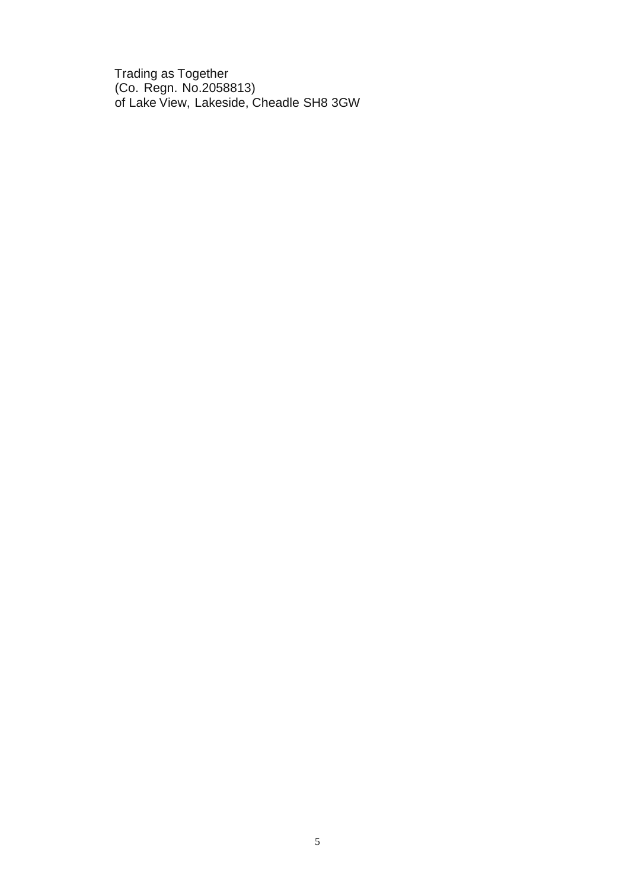Trading as Together
(Co. Regn. No.2058813)
of Lake View, Lakeside, Cheadle SH8 3GW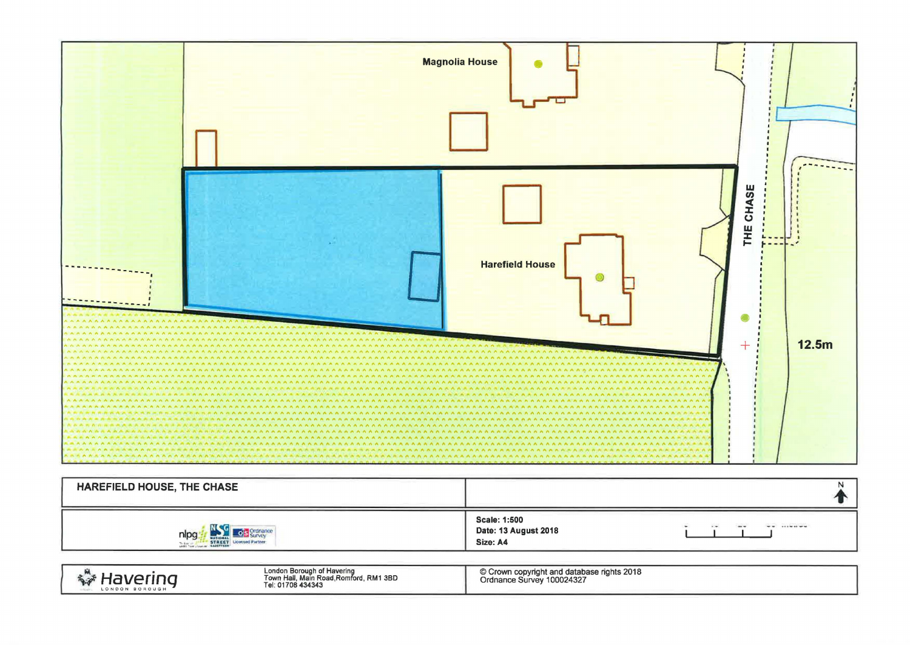Magnolia House

Harefield House

THE CHASE

12.5m

**HAREFIELD HOUSE, THE CHASE**

N

Scale: 1:500
Date: 13 August 2018
Size: A4

Havering
LONDON BOROUGH

London Borough of Havering
Town Hall, Main Road,Romford, RM1 3BD
Tel: 01708 434343

© Crown copyright and database rights 2018
Ordnance Survey 100024327